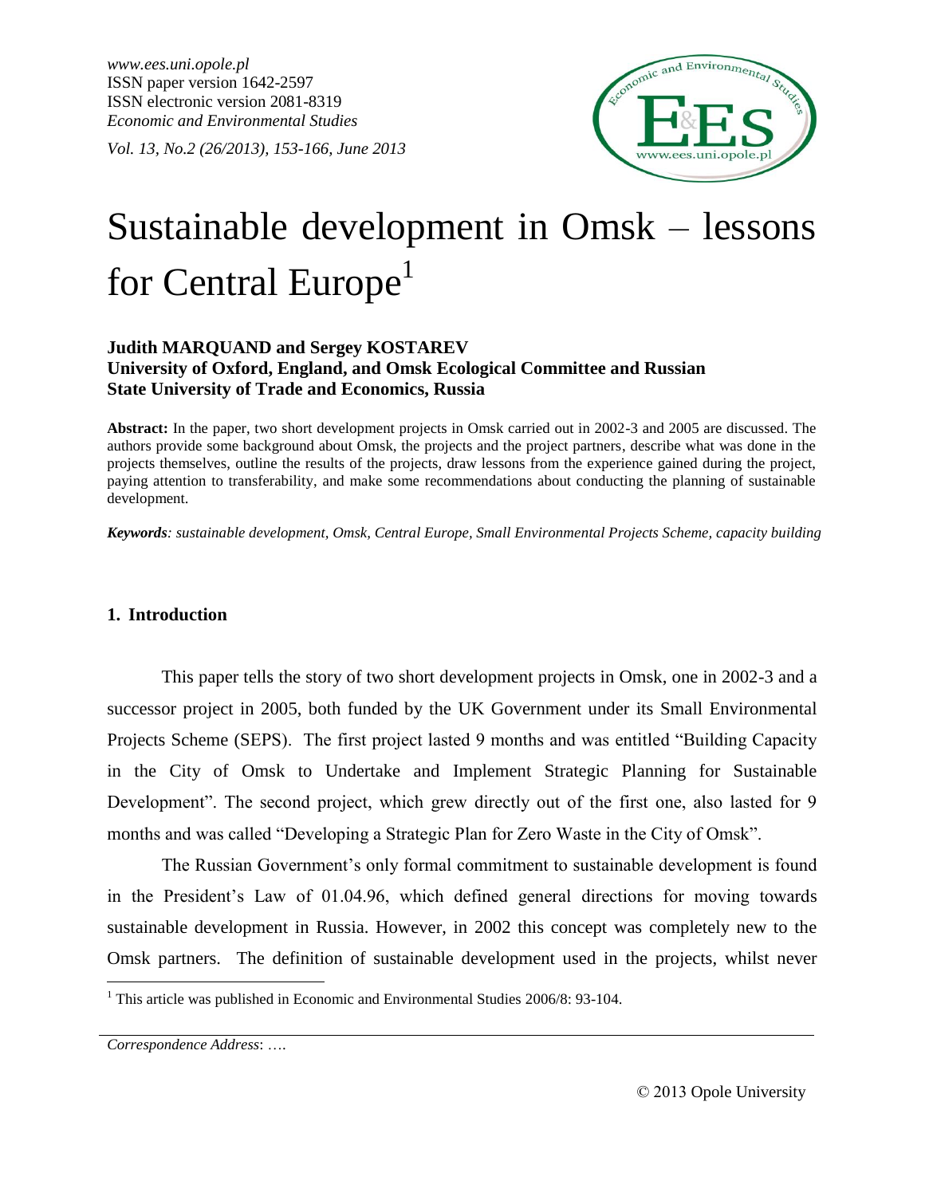# Sustainable development in Omsk – lessons for Central Europe[1]

**Judith MARQUAND and Sergey KOSTAREV**
**University of Oxford, England, and Omsk Ecological Committee and Russian State University of Trade and Economics, Russia**

**Abstract:** In the paper, two short development projects in Omsk carried out in 2002-3 and 2005 are discussed. The authors provide some background about Omsk, the projects and the project partners, describe what was done in the projects themselves, outline the results of the projects, draw lessons from the experience gained during the project, paying attention to transferability, and make some recommendations about conducting the planning of sustainable development.

***Keywords**: sustainable development, Omsk, Central Europe, Small Environmental Projects Scheme, capacity building*

## 1. Introduction

This paper tells the story of two short development projects in Omsk, one in 2002-3 and a successor project in 2005, both funded by the UK Government under its Small Environmental Projects Scheme (SEPS). The first project lasted 9 months and was entitled "Building Capacity in the City of Omsk to Undertake and Implement Strategic Planning for Sustainable Development". The second project, which grew directly out of the first one, also lasted for 9 months and was called "Developing a Strategic Plan for Zero Waste in the City of Omsk".

The Russian Government's only formal commitment to sustainable development is found in the President's Law of 01.04.96, which defined general directions for moving towards sustainable development in Russia. However, in 2002 this concept was completely new to the Omsk partners. The definition of sustainable development used in the projects, whilst never

[1] This article was published in Economic and Environmental Studies 2006/8: 93-104.

*Correspondence Address*: ….

© 2013 Opole University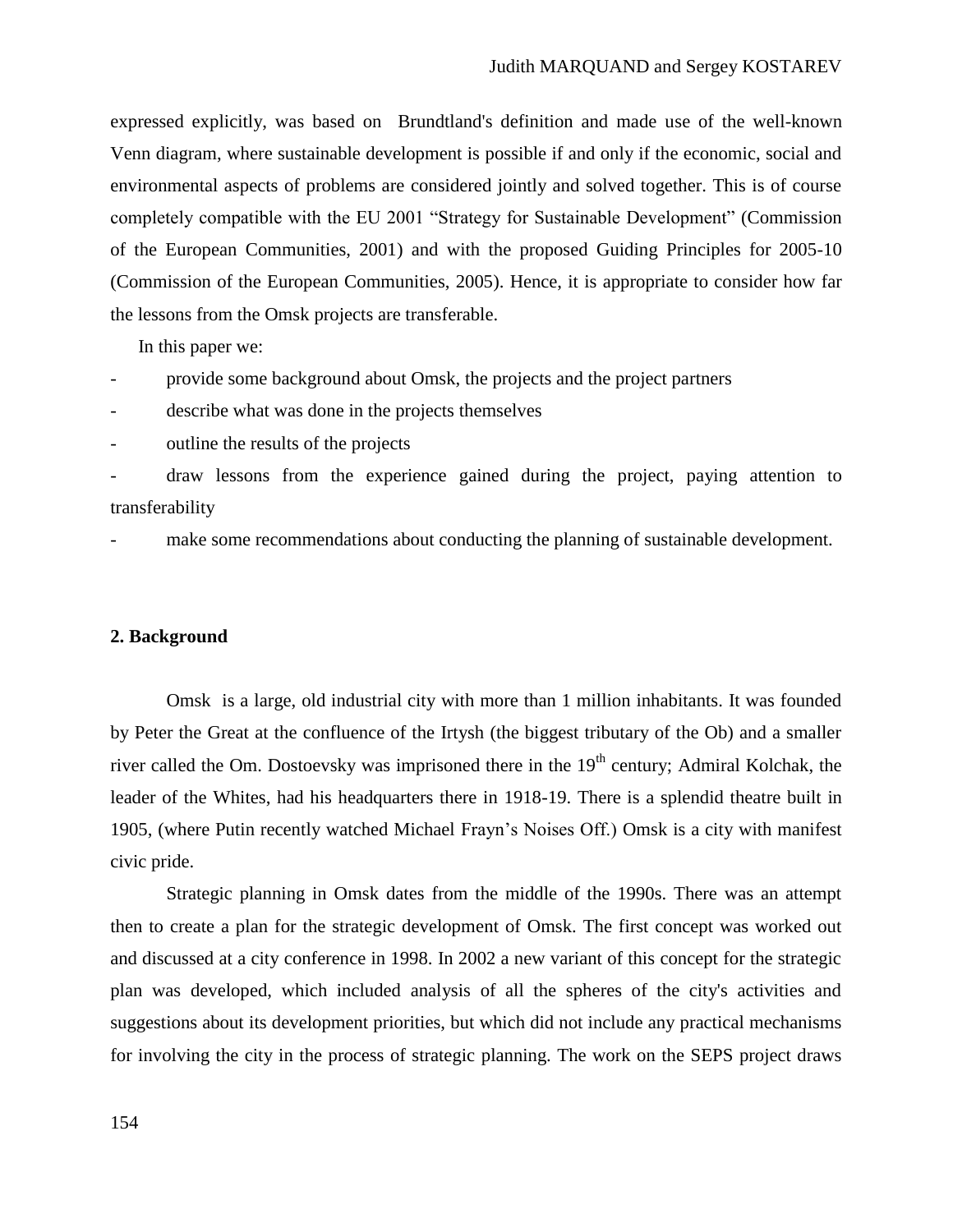expressed explicitly, was based on Brundtland's definition and made use of the well-known Venn diagram, where sustainable development is possible if and only if the economic, social and environmental aspects of problems are considered jointly and solved together. This is of course completely compatible with the EU 2001 "Strategy for Sustainable Development" (Commission of the European Communities, 2001) and with the proposed Guiding Principles for 2005-10 (Commission of the European Communities, 2005). Hence, it is appropriate to consider how far the lessons from the Omsk projects are transferable.

In this paper we:

- provide some background about Omsk, the projects and the project partners
- describe what was done in the projects themselves
- outline the results of the projects
- draw lessons from the experience gained during the project, paying attention to transferability
- make some recommendations about conducting the planning of sustainable development.

## 2. Background

Omsk is a large, old industrial city with more than 1 million inhabitants. It was founded by Peter the Great at the confluence of the Irtysh (the biggest tributary of the Ob) and a smaller river called the Om. Dostoevsky was imprisoned there in the 19th century; Admiral Kolchak, the leader of the Whites, had his headquarters there in 1918-19. There is a splendid theatre built in 1905, (where Putin recently watched Michael Frayn's Noises Off.) Omsk is a city with manifest civic pride.

Strategic planning in Omsk dates from the middle of the 1990s. There was an attempt then to create a plan for the strategic development of Omsk. The first concept was worked out and discussed at a city conference in 1998. In 2002 a new variant of this concept for the strategic plan was developed, which included analysis of all the spheres of the city's activities and suggestions about its development priorities, but which did not include any practical mechanisms for involving the city in the process of strategic planning. The work on the SEPS project draws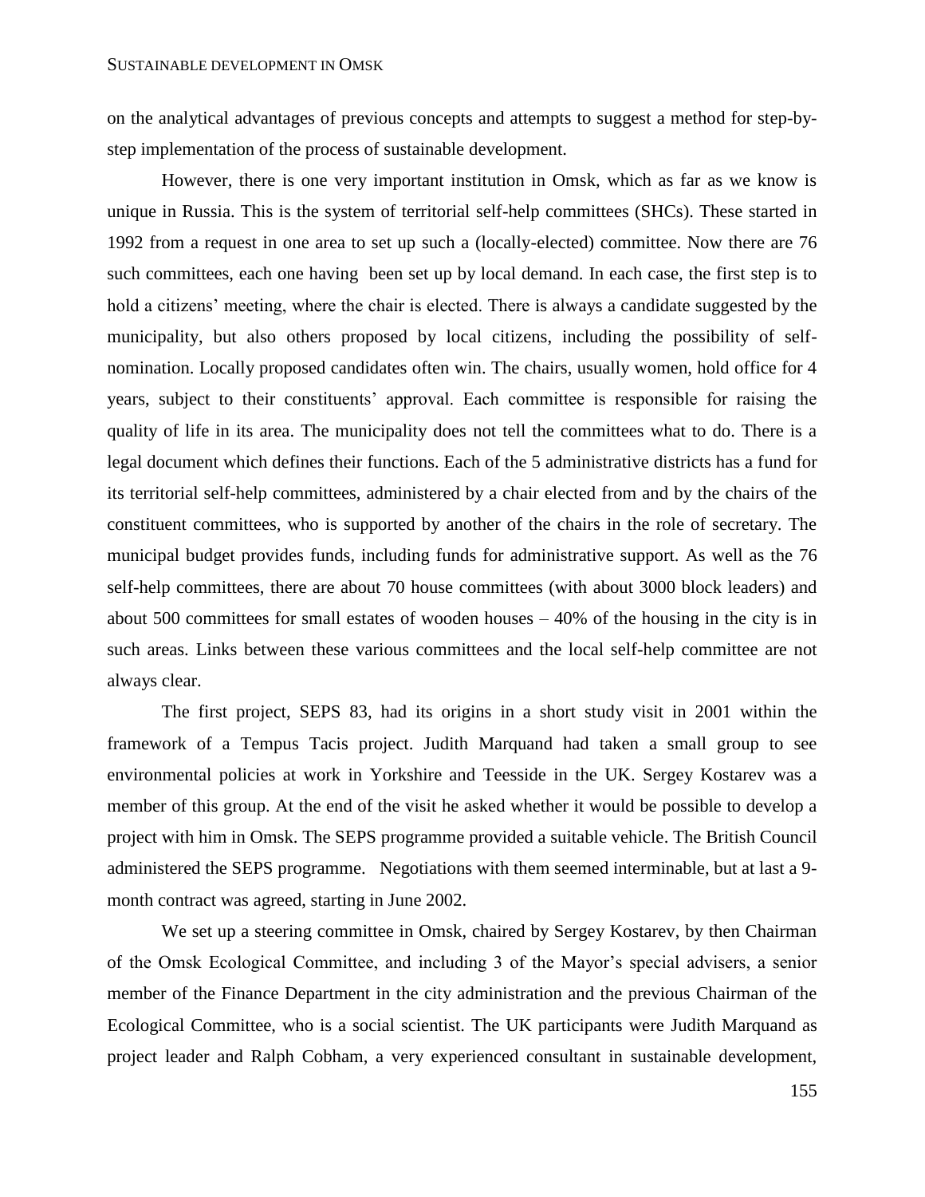on the analytical advantages of previous concepts and attempts to suggest a method for step-by-step implementation of the process of sustainable development.

However, there is one very important institution in Omsk, which as far as we know is unique in Russia. This is the system of territorial self-help committees (SHCs). These started in 1992 from a request in one area to set up such a (locally-elected) committee. Now there are 76 such committees, each one having been set up by local demand. In each case, the first step is to hold a citizens' meeting, where the chair is elected. There is always a candidate suggested by the municipality, but also others proposed by local citizens, including the possibility of self-nomination. Locally proposed candidates often win. The chairs, usually women, hold office for 4 years, subject to their constituents' approval. Each committee is responsible for raising the quality of life in its area. The municipality does not tell the committees what to do. There is a legal document which defines their functions. Each of the 5 administrative districts has a fund for its territorial self-help committees, administered by a chair elected from and by the chairs of the constituent committees, who is supported by another of the chairs in the role of secretary. The municipal budget provides funds, including funds for administrative support. As well as the 76 self-help committees, there are about 70 house committees (with about 3000 block leaders) and about 500 committees for small estates of wooden houses – 40% of the housing in the city is in such areas. Links between these various committees and the local self-help committee are not always clear.

The first project, SEPS 83, had its origins in a short study visit in 2001 within the framework of a Tempus Tacis project. Judith Marquand had taken a small group to see environmental policies at work in Yorkshire and Teesside in the UK. Sergey Kostarev was a member of this group. At the end of the visit he asked whether it would be possible to develop a project with him in Omsk. The SEPS programme provided a suitable vehicle. The British Council administered the SEPS programme. Negotiations with them seemed interminable, but at last a 9-month contract was agreed, starting in June 2002.

We set up a steering committee in Omsk, chaired by Sergey Kostarev, by then Chairman of the Omsk Ecological Committee, and including 3 of the Mayor's special advisers, a senior member of the Finance Department in the city administration and the previous Chairman of the Ecological Committee, who is a social scientist. The UK participants were Judith Marquand as project leader and Ralph Cobham, a very experienced consultant in sustainable development,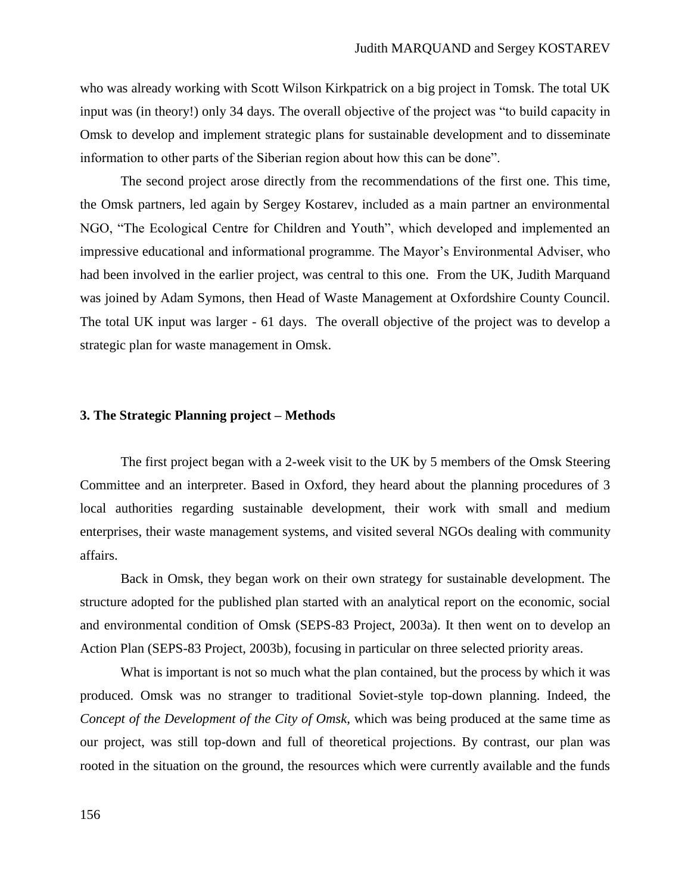who was already working with Scott Wilson Kirkpatrick on a big project in Tomsk. The total UK input was (in theory!) only 34 days. The overall objective of the project was "to build capacity in Omsk to develop and implement strategic plans for sustainable development and to disseminate information to other parts of the Siberian region about how this can be done".

The second project arose directly from the recommendations of the first one. This time, the Omsk partners, led again by Sergey Kostarev, included as a main partner an environmental NGO, "The Ecological Centre for Children and Youth", which developed and implemented an impressive educational and informational programme. The Mayor's Environmental Adviser, who had been involved in the earlier project, was central to this one. From the UK, Judith Marquand was joined by Adam Symons, then Head of Waste Management at Oxfordshire County Council. The total UK input was larger - 61 days. The overall objective of the project was to develop a strategic plan for waste management in Omsk.

## 3. The Strategic Planning project – Methods

The first project began with a 2-week visit to the UK by 5 members of the Omsk Steering Committee and an interpreter. Based in Oxford, they heard about the planning procedures of 3 local authorities regarding sustainable development, their work with small and medium enterprises, their waste management systems, and visited several NGOs dealing with community affairs.

Back in Omsk, they began work on their own strategy for sustainable development. The structure adopted for the published plan started with an analytical report on the economic, social and environmental condition of Omsk (SEPS-83 Project, 2003a). It then went on to develop an Action Plan (SEPS-83 Project, 2003b), focusing in particular on three selected priority areas.

What is important is not so much what the plan contained, but the process by which it was produced. Omsk was no stranger to traditional Soviet-style top-down planning. Indeed, the *Concept of the Development of the City of Omsk*, which was being produced at the same time as our project, was still top-down and full of theoretical projections. By contrast, our plan was rooted in the situation on the ground, the resources which were currently available and the funds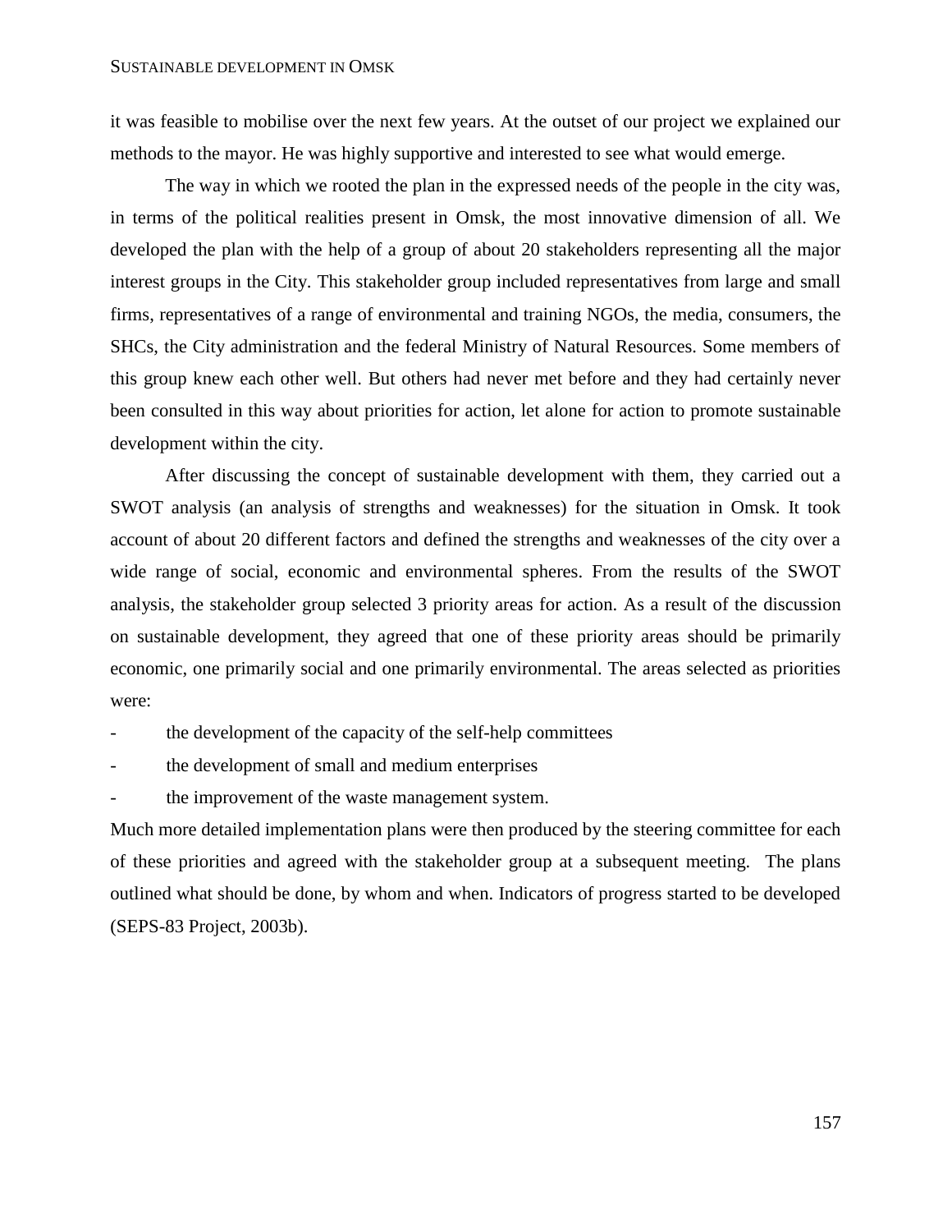it was feasible to mobilise over the next few years. At the outset of our project we explained our methods to the mayor. He was highly supportive and interested to see what would emerge.

The way in which we rooted the plan in the expressed needs of the people in the city was, in terms of the political realities present in Omsk, the most innovative dimension of all. We developed the plan with the help of a group of about 20 stakeholders representing all the major interest groups in the City. This stakeholder group included representatives from large and small firms, representatives of a range of environmental and training NGOs, the media, consumers, the SHCs, the City administration and the federal Ministry of Natural Resources. Some members of this group knew each other well. But others had never met before and they had certainly never been consulted in this way about priorities for action, let alone for action to promote sustainable development within the city.

After discussing the concept of sustainable development with them, they carried out a SWOT analysis (an analysis of strengths and weaknesses) for the situation in Omsk. It took account of about 20 different factors and defined the strengths and weaknesses of the city over a wide range of social, economic and environmental spheres. From the results of the SWOT analysis, the stakeholder group selected 3 priority areas for action. As a result of the discussion on sustainable development, they agreed that one of these priority areas should be primarily economic, one primarily social and one primarily environmental. The areas selected as priorities were:

- the development of the capacity of the self-help committees
- the development of small and medium enterprises
- the improvement of the waste management system.

Much more detailed implementation plans were then produced by the steering committee for each of these priorities and agreed with the stakeholder group at a subsequent meeting. The plans outlined what should be done, by whom and when. Indicators of progress started to be developed (SEPS-83 Project, 2003b).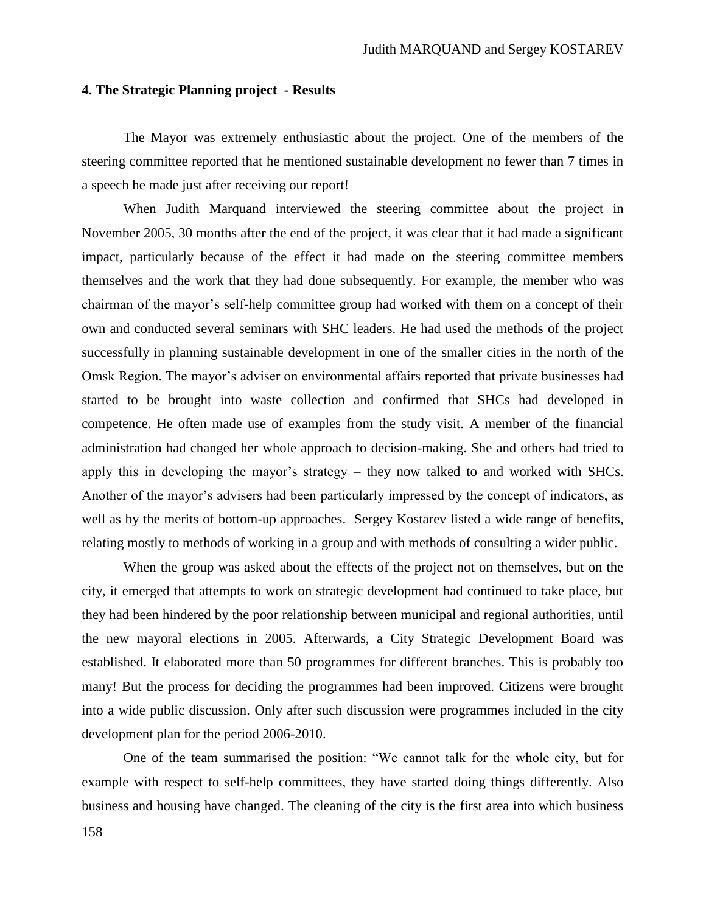### 4. The Strategic Planning project - Results

The Mayor was extremely enthusiastic about the project. One of the members of the steering committee reported that he mentioned sustainable development no fewer than 7 times in a speech he made just after receiving our report!

When Judith Marquand interviewed the steering committee about the project in November 2005, 30 months after the end of the project, it was clear that it had made a significant impact, particularly because of the effect it had made on the steering committee members themselves and the work that they had done subsequently. For example, the member who was chairman of the mayor's self-help committee group had worked with them on a concept of their own and conducted several seminars with SHC leaders. He had used the methods of the project successfully in planning sustainable development in one of the smaller cities in the north of the Omsk Region. The mayor's adviser on environmental affairs reported that private businesses had started to be brought into waste collection and confirmed that SHCs had developed in competence. He often made use of examples from the study visit. A member of the financial administration had changed her whole approach to decision-making. She and others had tried to apply this in developing the mayor's strategy – they now talked to and worked with SHCs. Another of the mayor's advisers had been particularly impressed by the concept of indicators, as well as by the merits of bottom-up approaches. Sergey Kostarev listed a wide range of benefits, relating mostly to methods of working in a group and with methods of consulting a wider public.

When the group was asked about the effects of the project not on themselves, but on the city, it emerged that attempts to work on strategic development had continued to take place, but they had been hindered by the poor relationship between municipal and regional authorities, until the new mayoral elections in 2005. Afterwards, a City Strategic Development Board was established. It elaborated more than 50 programmes for different branches. This is probably too many! But the process for deciding the programmes had been improved. Citizens were brought into a wide public discussion. Only after such discussion were programmes included in the city development plan for the period 2006-2010.

One of the team summarised the position: "We cannot talk for the whole city, but for example with respect to self-help committees, they have started doing things differently. Also business and housing have changed. The cleaning of the city is the first area into which business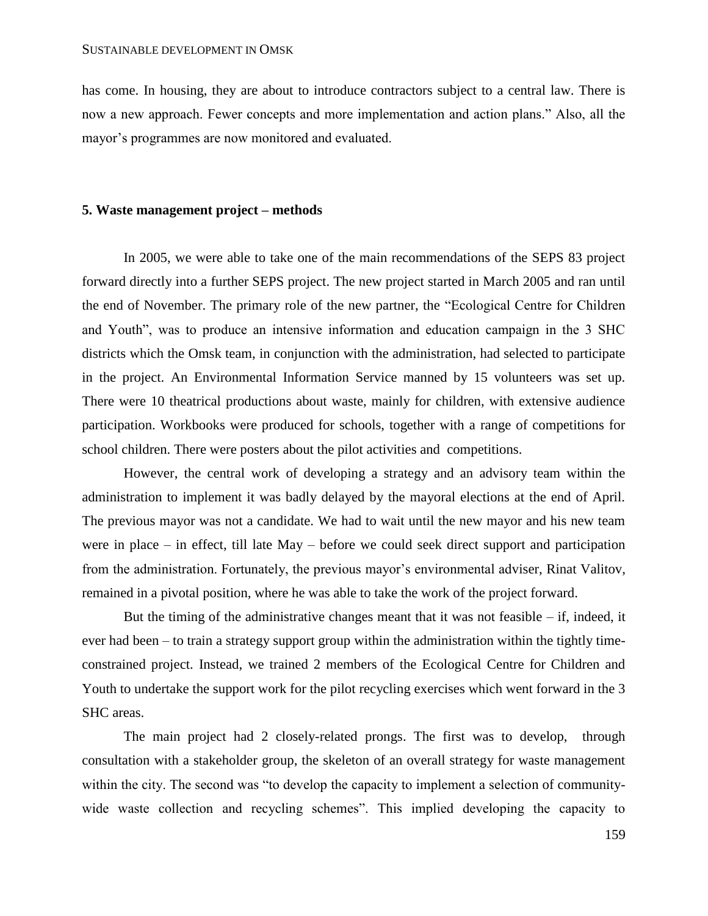has come. In housing, they are about to introduce contractors subject to a central law. There is now a new approach. Fewer concepts and more implementation and action plans." Also, all the mayor's programmes are now monitored and evaluated.

## 5. Waste management project – methods

In 2005, we were able to take one of the main recommendations of the SEPS 83 project forward directly into a further SEPS project. The new project started in March 2005 and ran until the end of November. The primary role of the new partner, the "Ecological Centre for Children and Youth", was to produce an intensive information and education campaign in the 3 SHC districts which the Omsk team, in conjunction with the administration, had selected to participate in the project. An Environmental Information Service manned by 15 volunteers was set up. There were 10 theatrical productions about waste, mainly for children, with extensive audience participation. Workbooks were produced for schools, together with a range of competitions for school children. There were posters about the pilot activities and competitions.

However, the central work of developing a strategy and an advisory team within the administration to implement it was badly delayed by the mayoral elections at the end of April. The previous mayor was not a candidate. We had to wait until the new mayor and his new team were in place – in effect, till late May – before we could seek direct support and participation from the administration. Fortunately, the previous mayor's environmental adviser, Rinat Valitov, remained in a pivotal position, where he was able to take the work of the project forward.

But the timing of the administrative changes meant that it was not feasible – if, indeed, it ever had been – to train a strategy support group within the administration within the tightly time-constrained project. Instead, we trained 2 members of the Ecological Centre for Children and Youth to undertake the support work for the pilot recycling exercises which went forward in the 3 SHC areas.

The main project had 2 closely-related prongs. The first was to develop, through consultation with a stakeholder group, the skeleton of an overall strategy for waste management within the city. The second was "to develop the capacity to implement a selection of community-wide waste collection and recycling schemes". This implied developing the capacity to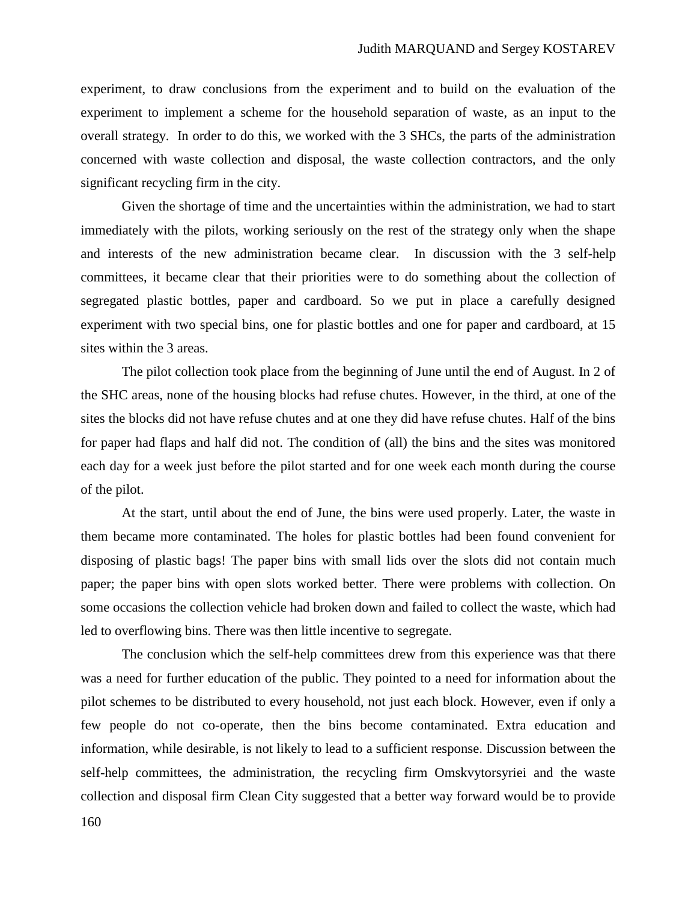experiment, to draw conclusions from the experiment and to build on the evaluation of the experiment to implement a scheme for the household separation of waste, as an input to the overall strategy. In order to do this, we worked with the 3 SHCs, the parts of the administration concerned with waste collection and disposal, the waste collection contractors, and the only significant recycling firm in the city.

Given the shortage of time and the uncertainties within the administration, we had to start immediately with the pilots, working seriously on the rest of the strategy only when the shape and interests of the new administration became clear. In discussion with the 3 self-help committees, it became clear that their priorities were to do something about the collection of segregated plastic bottles, paper and cardboard. So we put in place a carefully designed experiment with two special bins, one for plastic bottles and one for paper and cardboard, at 15 sites within the 3 areas.

The pilot collection took place from the beginning of June until the end of August. In 2 of the SHC areas, none of the housing blocks had refuse chutes. However, in the third, at one of the sites the blocks did not have refuse chutes and at one they did have refuse chutes. Half of the bins for paper had flaps and half did not. The condition of (all) the bins and the sites was monitored each day for a week just before the pilot started and for one week each month during the course of the pilot.

At the start, until about the end of June, the bins were used properly. Later, the waste in them became more contaminated. The holes for plastic bottles had been found convenient for disposing of plastic bags! The paper bins with small lids over the slots did not contain much paper; the paper bins with open slots worked better. There were problems with collection. On some occasions the collection vehicle had broken down and failed to collect the waste, which had led to overflowing bins. There was then little incentive to segregate.

The conclusion which the self-help committees drew from this experience was that there was a need for further education of the public. They pointed to a need for information about the pilot schemes to be distributed to every household, not just each block. However, even if only a few people do not co-operate, then the bins become contaminated. Extra education and information, while desirable, is not likely to lead to a sufficient response. Discussion between the self-help committees, the administration, the recycling firm Omskvytorsyriei and the waste collection and disposal firm Clean City suggested that a better way forward would be to provide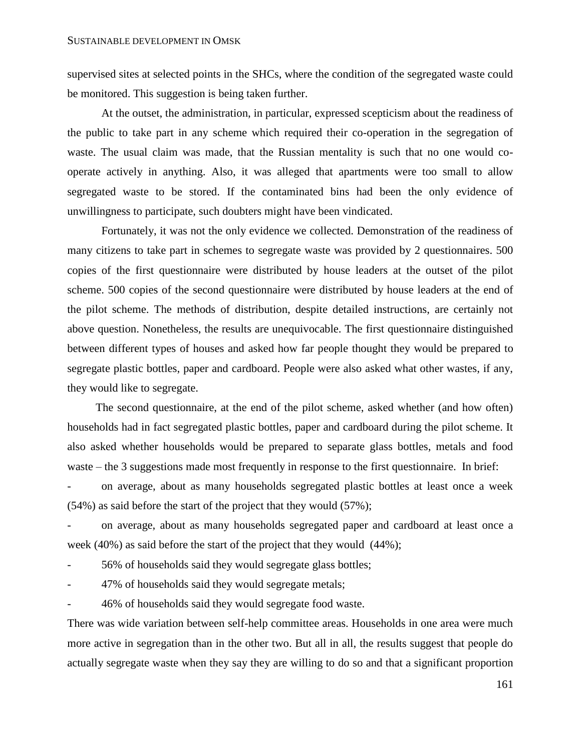supervised sites at selected points in the SHCs, where the condition of the segregated waste could be monitored. This suggestion is being taken further.

At the outset, the administration, in particular, expressed scepticism about the readiness of the public to take part in any scheme which required their co-operation in the segregation of waste. The usual claim was made, that the Russian mentality is such that no one would co-operate actively in anything. Also, it was alleged that apartments were too small to allow segregated waste to be stored. If the contaminated bins had been the only evidence of unwillingness to participate, such doubters might have been vindicated.

Fortunately, it was not the only evidence we collected. Demonstration of the readiness of many citizens to take part in schemes to segregate waste was provided by 2 questionnaires. 500 copies of the first questionnaire were distributed by house leaders at the outset of the pilot scheme. 500 copies of the second questionnaire were distributed by house leaders at the end of the pilot scheme. The methods of distribution, despite detailed instructions, are certainly not above question. Nonetheless, the results are unequivocable. The first questionnaire distinguished between different types of houses and asked how far people thought they would be prepared to segregate plastic bottles, paper and cardboard. People were also asked what other wastes, if any, they would like to segregate.

The second questionnaire, at the end of the pilot scheme, asked whether (and how often) households had in fact segregated plastic bottles, paper and cardboard during the pilot scheme. It also asked whether households would be prepared to separate glass bottles, metals and food waste – the 3 suggestions made most frequently in response to the first questionnaire. In brief:

- on average, about as many households segregated plastic bottles at least once a week (54%) as said before the start of the project that they would (57%);
- on average, about as many households segregated paper and cardboard at least once a week (40%) as said before the start of the project that they would (44%);
- 56% of households said they would segregate glass bottles;
- 47% of households said they would segregate metals;
- 46% of households said they would segregate food waste.

There was wide variation between self-help committee areas. Households in one area were much more active in segregation than in the other two. But all in all, the results suggest that people do actually segregate waste when they say they are willing to do so and that a significant proportion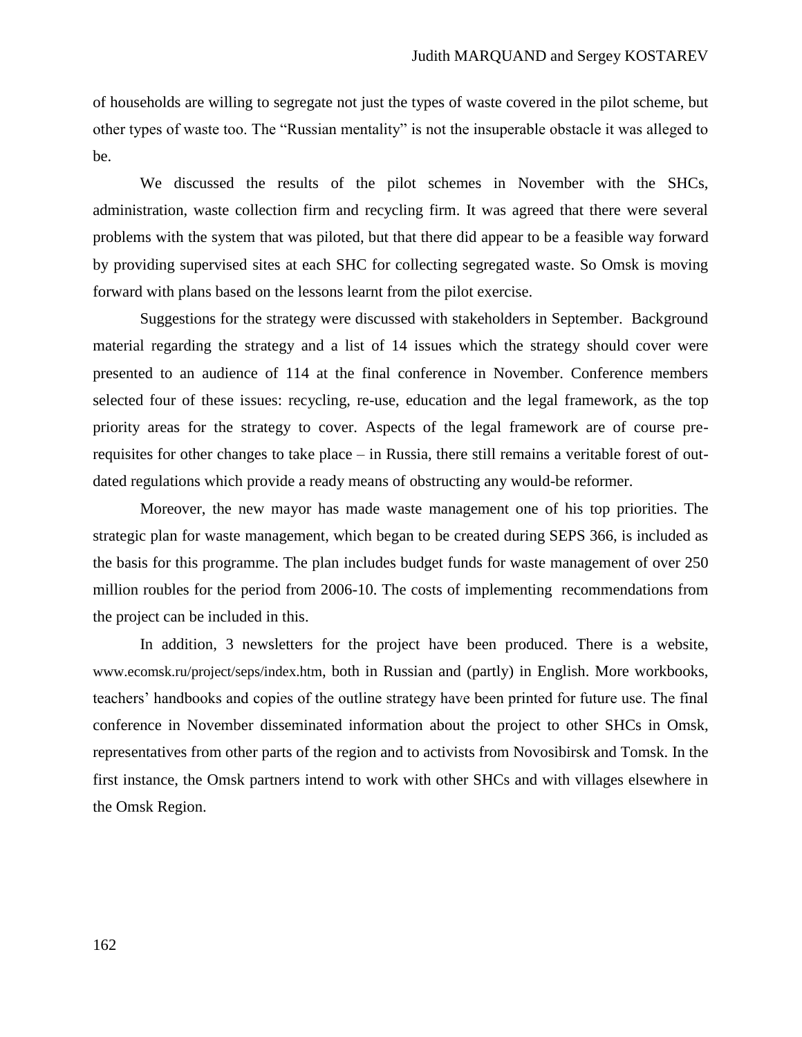of households are willing to segregate not just the types of waste covered in the pilot scheme, but other types of waste too. The "Russian mentality" is not the insuperable obstacle it was alleged to be.

We discussed the results of the pilot schemes in November with the SHCs, administration, waste collection firm and recycling firm. It was agreed that there were several problems with the system that was piloted, but that there did appear to be a feasible way forward by providing supervised sites at each SHC for collecting segregated waste. So Omsk is moving forward with plans based on the lessons learnt from the pilot exercise.

Suggestions for the strategy were discussed with stakeholders in September. Background material regarding the strategy and a list of 14 issues which the strategy should cover were presented to an audience of 114 at the final conference in November. Conference members selected four of these issues: recycling, re-use, education and the legal framework, as the top priority areas for the strategy to cover. Aspects of the legal framework are of course pre-requisites for other changes to take place – in Russia, there still remains a veritable forest of out-dated regulations which provide a ready means of obstructing any would-be reformer.

Moreover, the new mayor has made waste management one of his top priorities. The strategic plan for waste management, which began to be created during SEPS 366, is included as the basis for this programme. The plan includes budget funds for waste management of over 250 million roubles for the period from 2006-10. The costs of implementing recommendations from the project can be included in this.

In addition, 3 newsletters for the project have been produced. There is a website, www.ecomsk.ru/project/seps/index.htm, both in Russian and (partly) in English. More workbooks, teachers' handbooks and copies of the outline strategy have been printed for future use. The final conference in November disseminated information about the project to other SHCs in Omsk, representatives from other parts of the region and to activists from Novosibirsk and Tomsk. In the first instance, the Omsk partners intend to work with other SHCs and with villages elsewhere in the Omsk Region.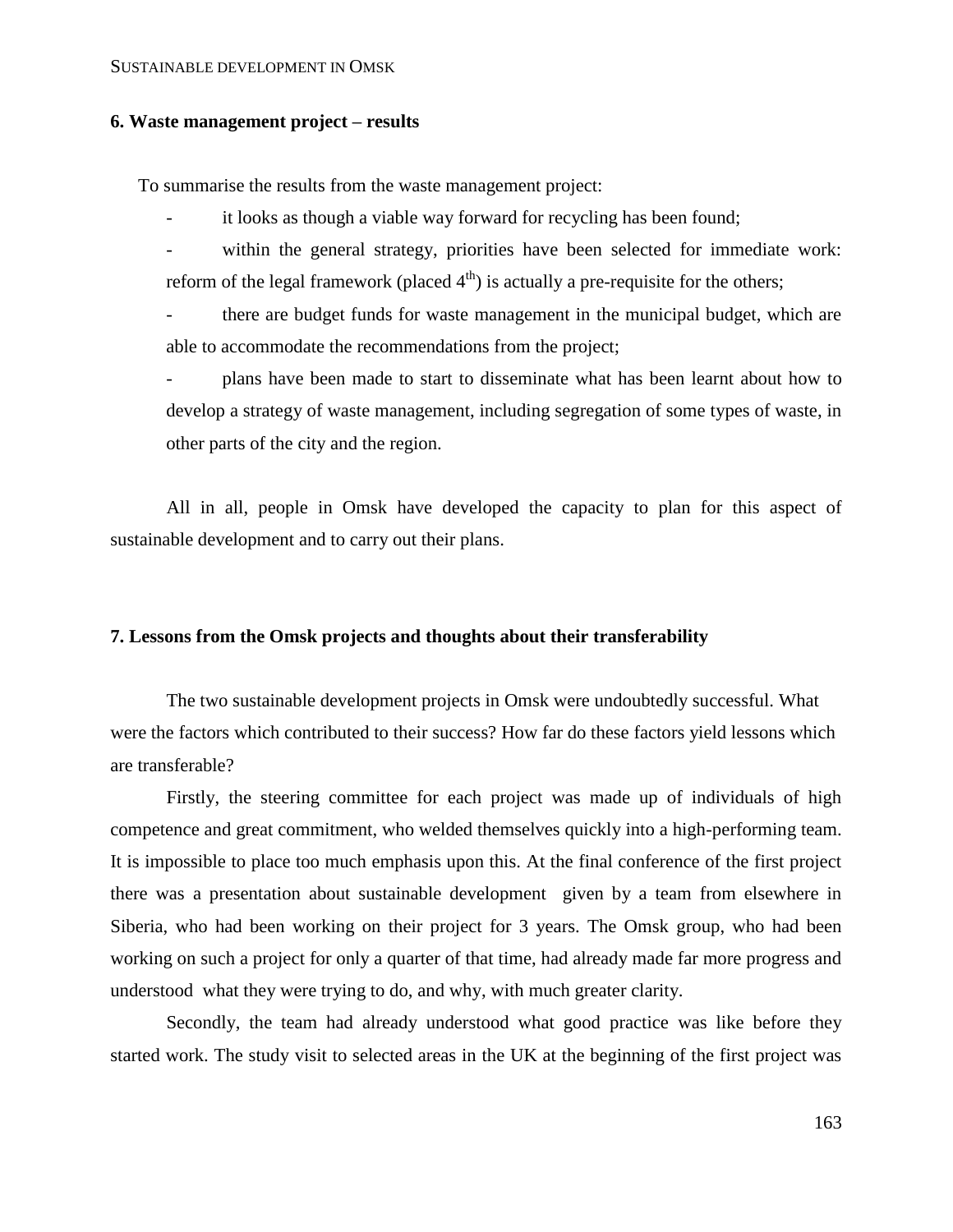## 6. Waste management project – results

To summarise the results from the waste management project:

- it looks as though a viable way forward for recycling has been found;
- within the general strategy, priorities have been selected for immediate work: reform of the legal framework (placed 4th) is actually a pre-requisite for the others;
- there are budget funds for waste management in the municipal budget, which are able to accommodate the recommendations from the project;
- plans have been made to start to disseminate what has been learnt about how to develop a strategy of waste management, including segregation of some types of waste, in other parts of the city and the region.

All in all, people in Omsk have developed the capacity to plan for this aspect of sustainable development and to carry out their plans.

## 7. Lessons from the Omsk projects and thoughts about their transferability

The two sustainable development projects in Omsk were undoubtedly successful. What were the factors which contributed to their success? How far do these factors yield lessons which are transferable?

Firstly, the steering committee for each project was made up of individuals of high competence and great commitment, who welded themselves quickly into a high-performing team. It is impossible to place too much emphasis upon this. At the final conference of the first project there was a presentation about sustainable development given by a team from elsewhere in Siberia, who had been working on their project for 3 years. The Omsk group, who had been working on such a project for only a quarter of that time, had already made far more progress and understood what they were trying to do, and why, with much greater clarity.

Secondly, the team had already understood what good practice was like before they started work. The study visit to selected areas in the UK at the beginning of the first project was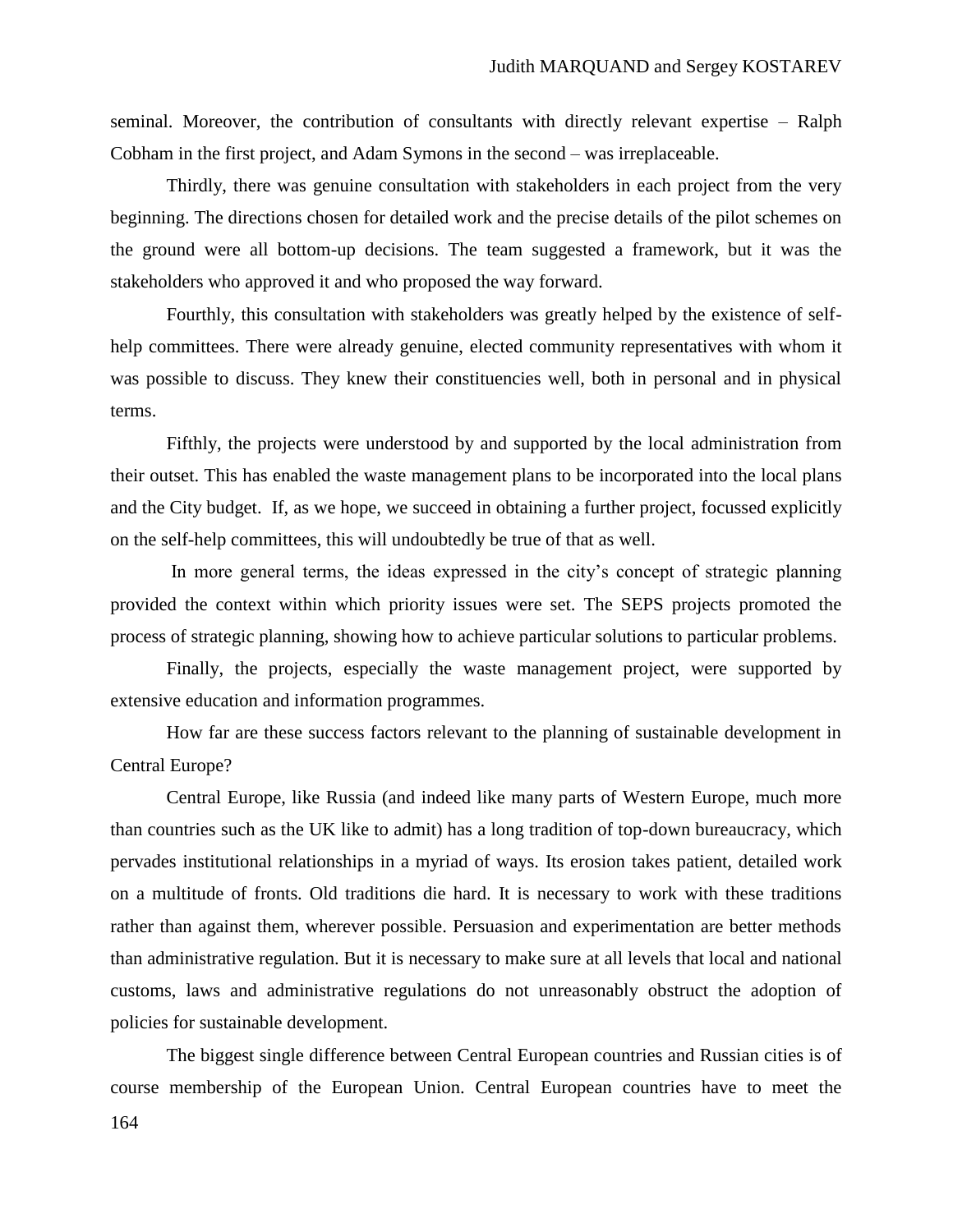seminal. Moreover, the contribution of consultants with directly relevant expertise – Ralph Cobham in the first project, and Adam Symons in the second – was irreplaceable.

Thirdly, there was genuine consultation with stakeholders in each project from the very beginning. The directions chosen for detailed work and the precise details of the pilot schemes on the ground were all bottom-up decisions. The team suggested a framework, but it was the stakeholders who approved it and who proposed the way forward.

Fourthly, this consultation with stakeholders was greatly helped by the existence of self-help committees. There were already genuine, elected community representatives with whom it was possible to discuss. They knew their constituencies well, both in personal and in physical terms.

Fifthly, the projects were understood by and supported by the local administration from their outset. This has enabled the waste management plans to be incorporated into the local plans and the City budget. If, as we hope, we succeed in obtaining a further project, focussed explicitly on the self-help committees, this will undoubtedly be true of that as well.

In more general terms, the ideas expressed in the city's concept of strategic planning provided the context within which priority issues were set. The SEPS projects promoted the process of strategic planning, showing how to achieve particular solutions to particular problems.

Finally, the projects, especially the waste management project, were supported by extensive education and information programmes.

How far are these success factors relevant to the planning of sustainable development in Central Europe?

Central Europe, like Russia (and indeed like many parts of Western Europe, much more than countries such as the UK like to admit) has a long tradition of top-down bureaucracy, which pervades institutional relationships in a myriad of ways. Its erosion takes patient, detailed work on a multitude of fronts. Old traditions die hard. It is necessary to work with these traditions rather than against them, wherever possible. Persuasion and experimentation are better methods than administrative regulation. But it is necessary to make sure at all levels that local and national customs, laws and administrative regulations do not unreasonably obstruct the adoption of policies for sustainable development.

The biggest single difference between Central European countries and Russian cities is of course membership of the European Union. Central European countries have to meet the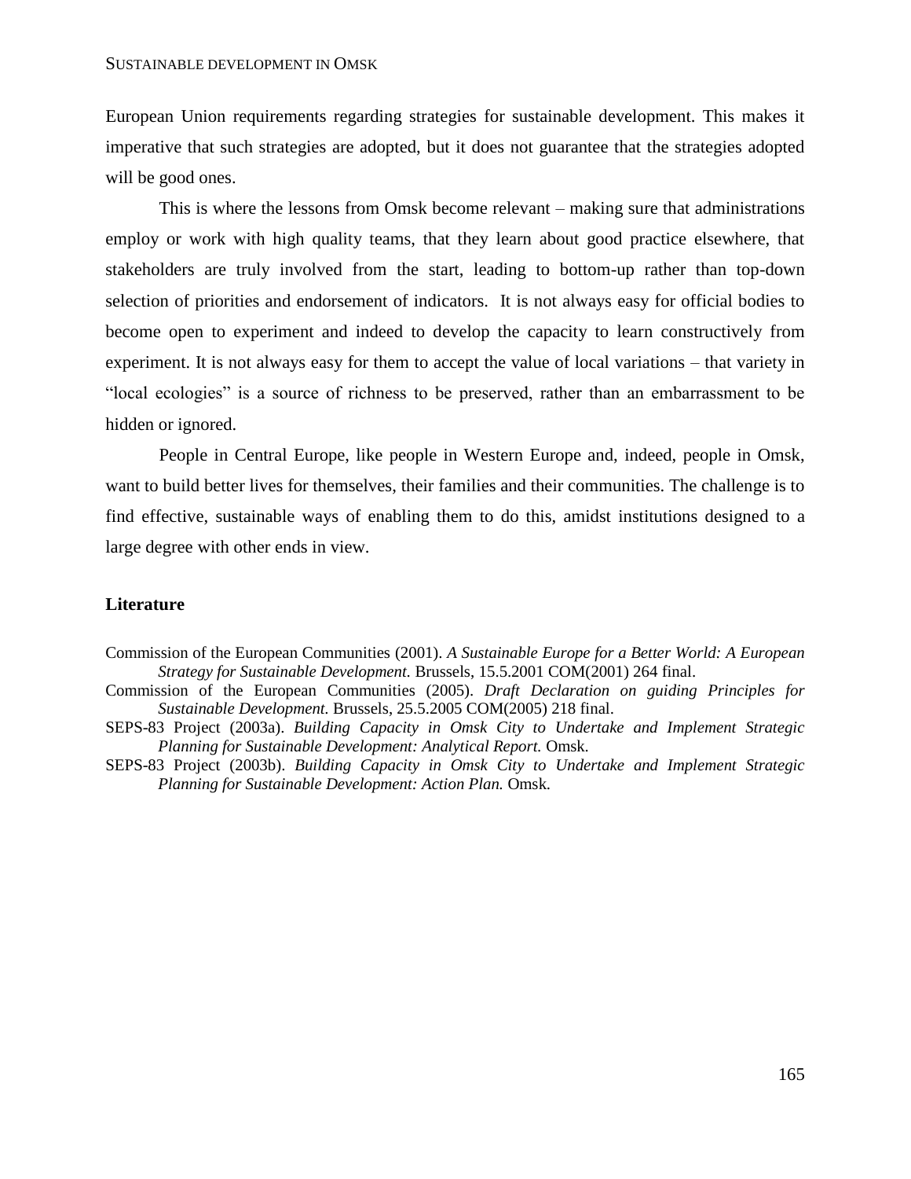European Union requirements regarding strategies for sustainable development. This makes it imperative that such strategies are adopted, but it does not guarantee that the strategies adopted will be good ones.

This is where the lessons from Omsk become relevant – making sure that administrations employ or work with high quality teams, that they learn about good practice elsewhere, that stakeholders are truly involved from the start, leading to bottom-up rather than top-down selection of priorities and endorsement of indicators. It is not always easy for official bodies to become open to experiment and indeed to develop the capacity to learn constructively from experiment. It is not always easy for them to accept the value of local variations – that variety in "local ecologies" is a source of richness to be preserved, rather than an embarrassment to be hidden or ignored.

People in Central Europe, like people in Western Europe and, indeed, people in Omsk, want to build better lives for themselves, their families and their communities. The challenge is to find effective, sustainable ways of enabling them to do this, amidst institutions designed to a large degree with other ends in view.

## Literature

Commission of the European Communities (2001). *A Sustainable Europe for a Better World: A European Strategy for Sustainable Development.* Brussels, 15.5.2001 COM(2001) 264 final.

Commission of the European Communities (2005). *Draft Declaration on guiding Principles for Sustainable Development.* Brussels, 25.5.2005 COM(2005) 218 final.

SEPS-83 Project (2003a). *Building Capacity in Omsk City to Undertake and Implement Strategic Planning for Sustainable Development: Analytical Report.* Omsk.

SEPS-83 Project (2003b). *Building Capacity in Omsk City to Undertake and Implement Strategic Planning for Sustainable Development: Action Plan.* Omsk.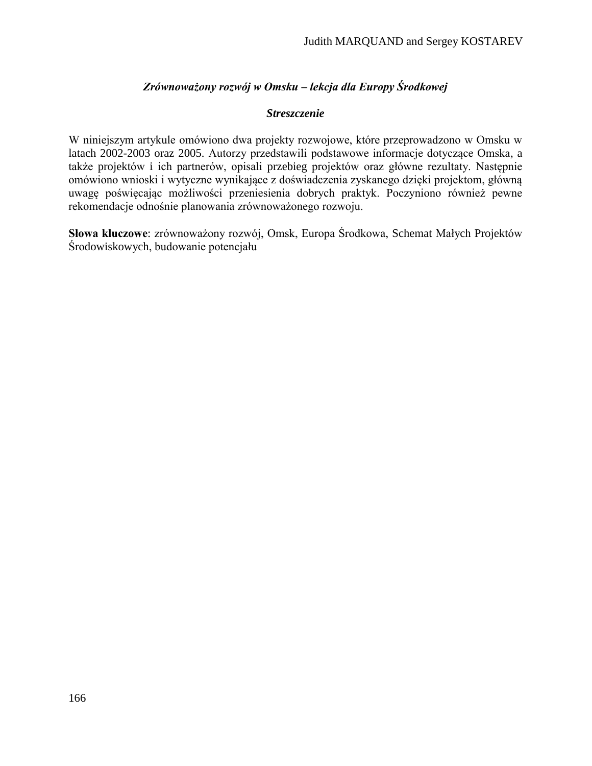***Zrównoważony rozwój w Omsku – lekcja dla Europy Środkowej***

***Streszczenie***

W niniejszym artykule omówiono dwa projekty rozwojowe, które przeprowadzono w Omsku w latach 2002-2003 oraz 2005. Autorzy przedstawili podstawowe informacje dotyczące Omska, a także projektów i ich partnerów, opisali przebieg projektów oraz główne rezultaty. Następnie omówiono wnioski i wytyczne wynikające z doświadczenia zyskanego dzięki projektom, główną uwagę poświęcając możliwości przeniesienia dobrych praktyk. Poczyniono również pewne rekomendacje odnośnie planowania zrównoważonego rozwoju.

**Słowa kluczowe**: zrównoważony rozwój, Omsk, Europa Środkowa, Schemat Małych Projektów Środowiskowych, budowanie potencjału